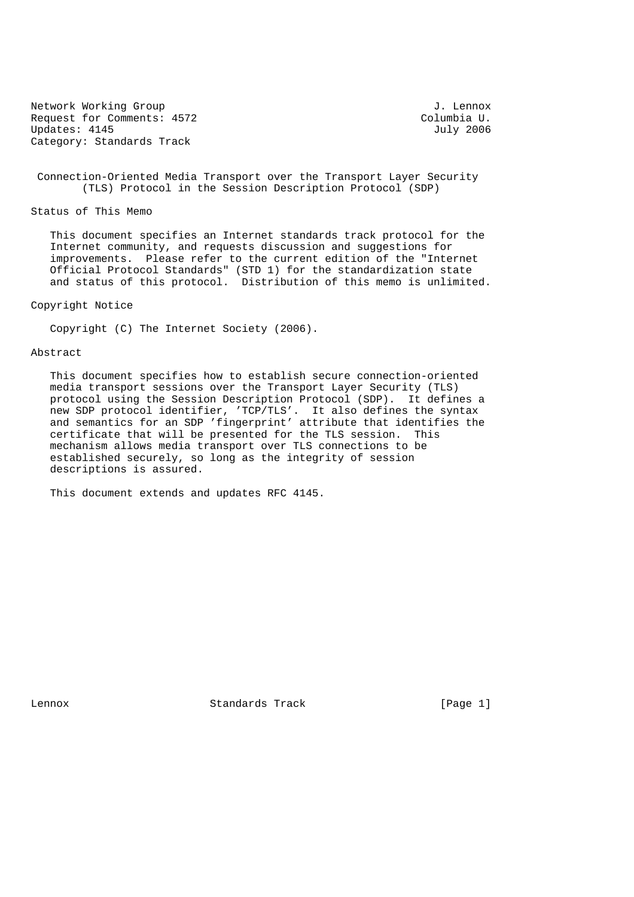Network Working Group J. Lennox
Request for Comments: 4572 Columbia U.
Updates: 4145 July 2006
Category: Standards Track

# Connection-Oriented Media Transport over the Transport Layer Security (TLS) Protocol in the Session Description Protocol (SDP)

## Status of This Memo

This document specifies an Internet standards track protocol for the Internet community, and requests discussion and suggestions for improvements. Please refer to the current edition of the "Internet Official Protocol Standards" (STD 1) for the standardization state and status of this protocol. Distribution of this memo is unlimited.

## Copyright Notice

Copyright (C) The Internet Society (2006).

## Abstract

This document specifies how to establish secure connection-oriented media transport sessions over the Transport Layer Security (TLS) protocol using the Session Description Protocol (SDP). It defines a new SDP protocol identifier, 'TCP/TLS'. It also defines the syntax and semantics for an SDP 'fingerprint' attribute that identifies the certificate that will be presented for the TLS session. This mechanism allows media transport over TLS connections to be established securely, so long as the integrity of session descriptions is assured.

This document extends and updates RFC 4145.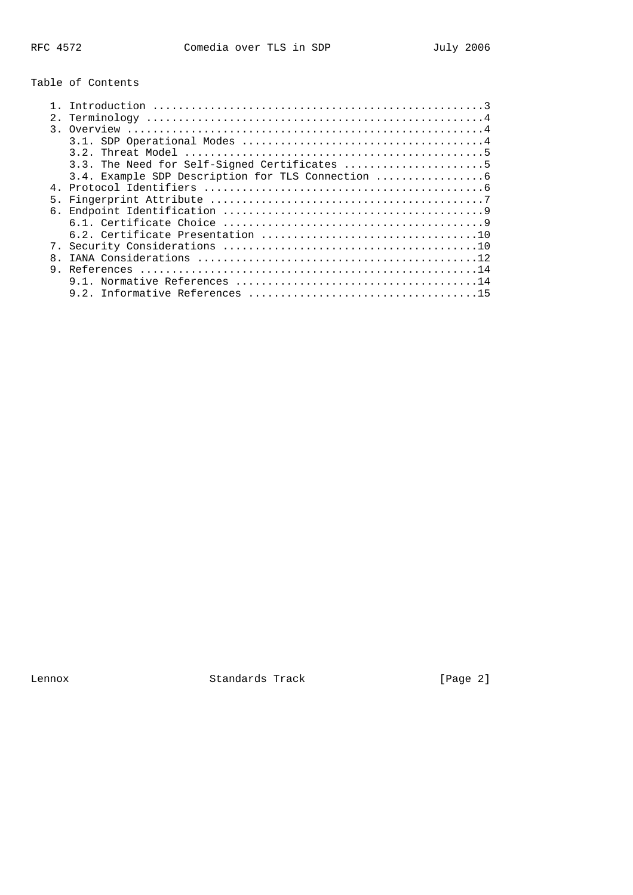Table of Contents

```
   1. Introduction ....................................................3
   2. Terminology .....................................................4
   3. Overview ........................................................4
      3.1. SDP Operational Modes ......................................4
      3.2. Threat Model ...............................................5
      3.3. The Need for Self-Signed Certificates ......................5
      3.4. Example SDP Description for TLS Connection .................6
   4. Protocol Identifiers ............................................6
   5. Fingerprint Attribute ...........................................7
   6. Endpoint Identification .........................................9
      6.1. Certificate Choice .........................................9
      6.2. Certificate Presentation ..................................10
   7. Security Considerations ........................................10
   8. IANA Considerations ............................................12
   9. References .....................................................14
      9.1. Normative References ......................................14
      9.2. Informative References ....................................15
```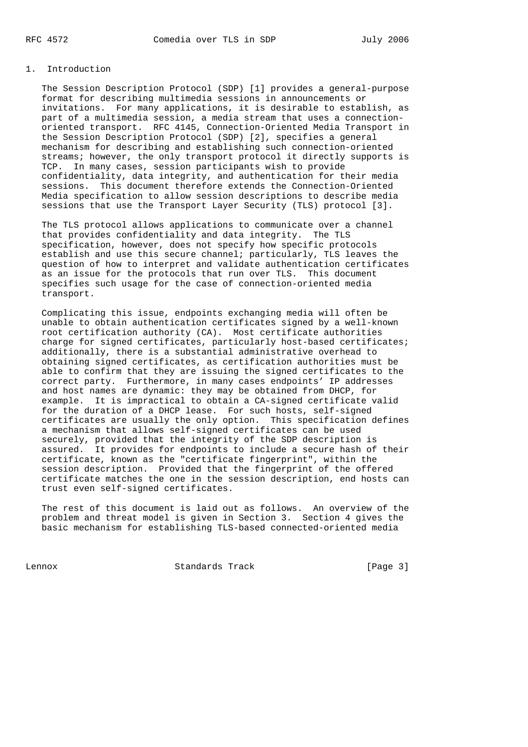## 1. Introduction

The Session Description Protocol (SDP) [1] provides a general-purpose format for describing multimedia sessions in announcements or invitations. For many applications, it is desirable to establish, as part of a multimedia session, a media stream that uses a connection-oriented transport. RFC 4145, Connection-Oriented Media Transport in the Session Description Protocol (SDP) [2], specifies a general mechanism for describing and establishing such connection-oriented streams; however, the only transport protocol it directly supports is TCP. In many cases, session participants wish to provide confidentiality, data integrity, and authentication for their media sessions. This document therefore extends the Connection-Oriented Media specification to allow session descriptions to describe media sessions that use the Transport Layer Security (TLS) protocol [3].

The TLS protocol allows applications to communicate over a channel that provides confidentiality and data integrity. The TLS specification, however, does not specify how specific protocols establish and use this secure channel; particularly, TLS leaves the question of how to interpret and validate authentication certificates as an issue for the protocols that run over TLS. This document specifies such usage for the case of connection-oriented media transport.

Complicating this issue, endpoints exchanging media will often be unable to obtain authentication certificates signed by a well-known root certification authority (CA). Most certificate authorities charge for signed certificates, particularly host-based certificates; additionally, there is a substantial administrative overhead to obtaining signed certificates, as certification authorities must be able to confirm that they are issuing the signed certificates to the correct party. Furthermore, in many cases endpoints' IP addresses and host names are dynamic: they may be obtained from DHCP, for example. It is impractical to obtain a CA-signed certificate valid for the duration of a DHCP lease. For such hosts, self-signed certificates are usually the only option. This specification defines a mechanism that allows self-signed certificates can be used securely, provided that the integrity of the SDP description is assured. It provides for endpoints to include a secure hash of their certificate, known as the "certificate fingerprint", within the session description. Provided that the fingerprint of the offered certificate matches the one in the session description, end hosts can trust even self-signed certificates.

The rest of this document is laid out as follows. An overview of the problem and threat model is given in Section 3. Section 4 gives the basic mechanism for establishing TLS-based connected-oriented media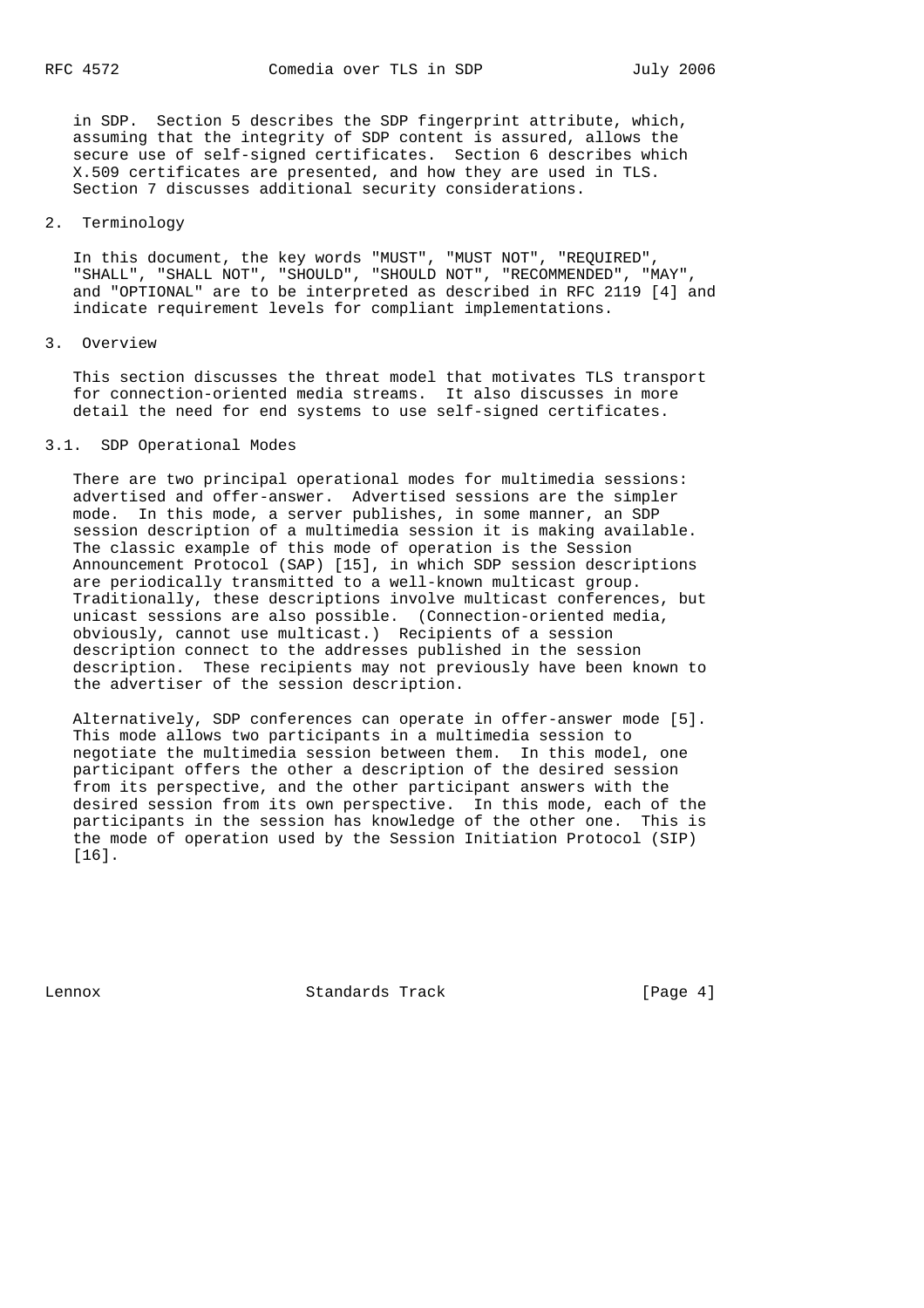in SDP. Section 5 describes the SDP fingerprint attribute, which, assuming that the integrity of SDP content is assured, allows the secure use of self-signed certificates. Section 6 describes which X.509 certificates are presented, and how they are used in TLS. Section 7 discusses additional security considerations.

## 2. Terminology

In this document, the key words "MUST", "MUST NOT", "REQUIRED", "SHALL", "SHALL NOT", "SHOULD", "SHOULD NOT", "RECOMMENDED", "MAY", and "OPTIONAL" are to be interpreted as described in RFC 2119 [4] and indicate requirement levels for compliant implementations.

## 3. Overview

This section discusses the threat model that motivates TLS transport for connection-oriented media streams. It also discusses in more detail the need for end systems to use self-signed certificates.

### 3.1. SDP Operational Modes

There are two principal operational modes for multimedia sessions: advertised and offer-answer. Advertised sessions are the simpler mode. In this mode, a server publishes, in some manner, an SDP session description of a multimedia session it is making available. The classic example of this mode of operation is the Session Announcement Protocol (SAP) [15], in which SDP session descriptions are periodically transmitted to a well-known multicast group. Traditionally, these descriptions involve multicast conferences, but unicast sessions are also possible. (Connection-oriented media, obviously, cannot use multicast.) Recipients of a session description connect to the addresses published in the session description. These recipients may not previously have been known to the advertiser of the session description.

Alternatively, SDP conferences can operate in offer-answer mode [5]. This mode allows two participants in a multimedia session to negotiate the multimedia session between them. In this model, one participant offers the other a description of the desired session from its perspective, and the other participant answers with the desired session from its own perspective. In this mode, each of the participants in the session has knowledge of the other one. This is the mode of operation used by the Session Initiation Protocol (SIP) [16].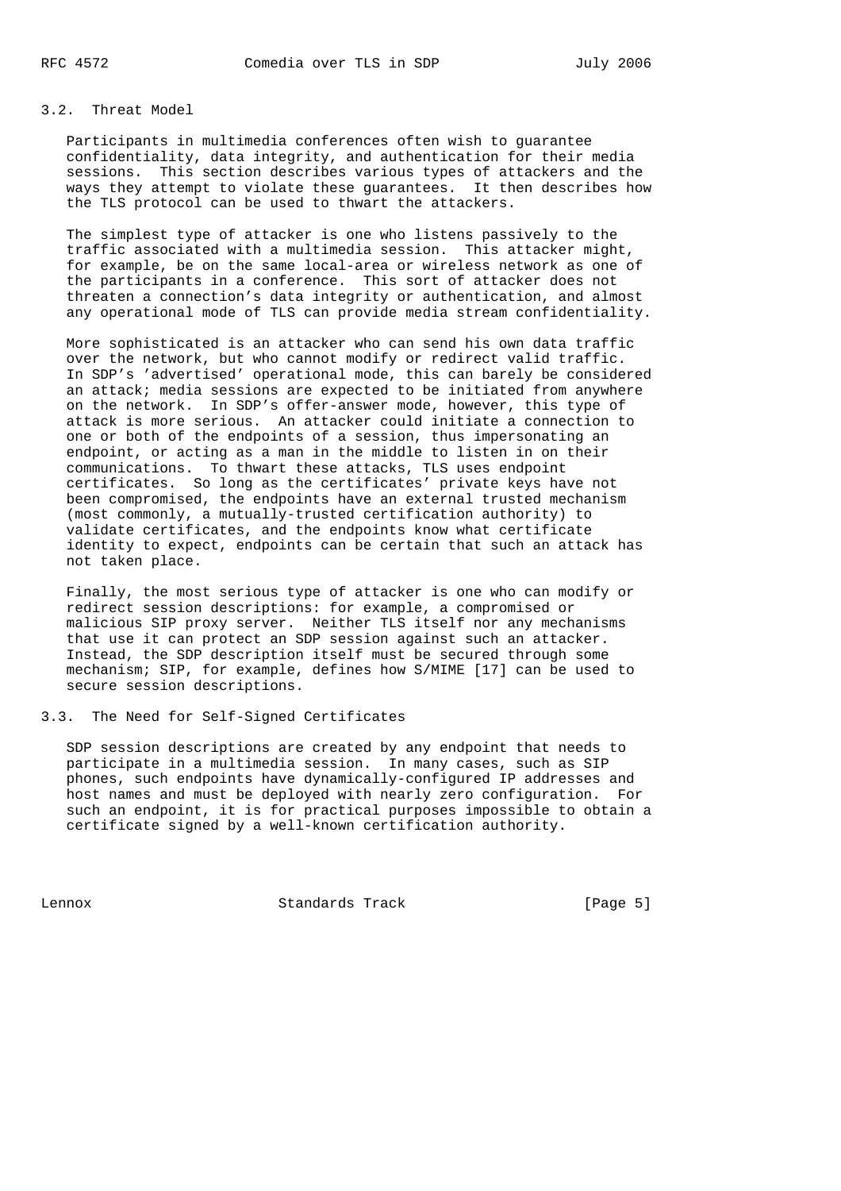### 3.2. Threat Model

Participants in multimedia conferences often wish to guarantee confidentiality, data integrity, and authentication for their media sessions. This section describes various types of attackers and the ways they attempt to violate these guarantees. It then describes how the TLS protocol can be used to thwart the attackers.

The simplest type of attacker is one who listens passively to the traffic associated with a multimedia session. This attacker might, for example, be on the same local-area or wireless network as one of the participants in a conference. This sort of attacker does not threaten a connection's data integrity or authentication, and almost any operational mode of TLS can provide media stream confidentiality.

More sophisticated is an attacker who can send his own data traffic over the network, but who cannot modify or redirect valid traffic. In SDP's 'advertised' operational mode, this can barely be considered an attack; media sessions are expected to be initiated from anywhere on the network. In SDP's offer-answer mode, however, this type of attack is more serious. An attacker could initiate a connection to one or both of the endpoints of a session, thus impersonating an endpoint, or acting as a man in the middle to listen in on their communications. To thwart these attacks, TLS uses endpoint certificates. So long as the certificates' private keys have not been compromised, the endpoints have an external trusted mechanism (most commonly, a mutually-trusted certification authority) to validate certificates, and the endpoints know what certificate identity to expect, endpoints can be certain that such an attack has not taken place.

Finally, the most serious type of attacker is one who can modify or redirect session descriptions: for example, a compromised or malicious SIP proxy server. Neither TLS itself nor any mechanisms that use it can protect an SDP session against such an attacker. Instead, the SDP description itself must be secured through some mechanism; SIP, for example, defines how S/MIME [17] can be used to secure session descriptions.

### 3.3. The Need for Self-Signed Certificates

SDP session descriptions are created by any endpoint that needs to participate in a multimedia session. In many cases, such as SIP phones, such endpoints have dynamically-configured IP addresses and host names and must be deployed with nearly zero configuration. For such an endpoint, it is for practical purposes impossible to obtain a certificate signed by a well-known certification authority.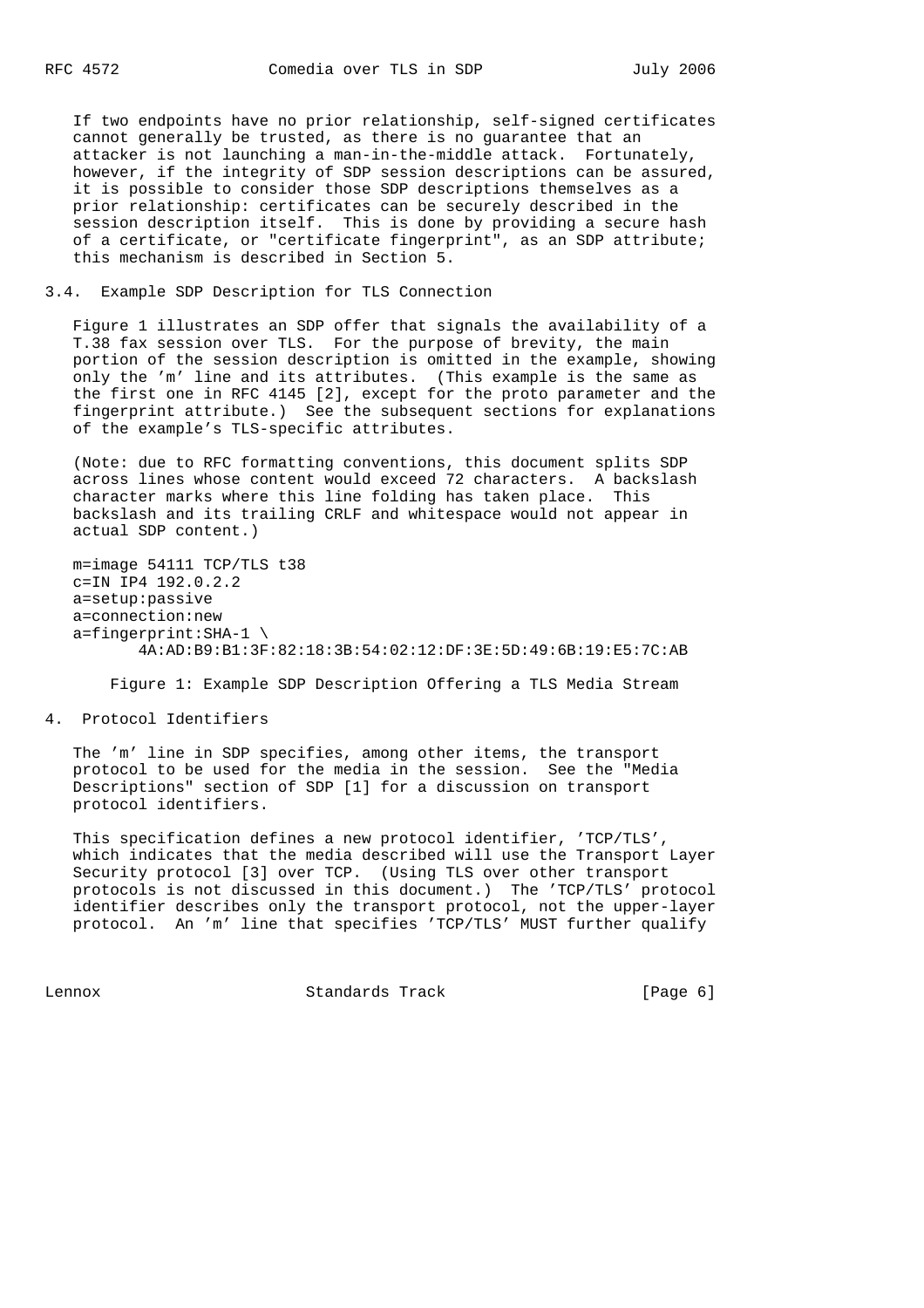If two endpoints have no prior relationship, self-signed certificates cannot generally be trusted, as there is no guarantee that an attacker is not launching a man-in-the-middle attack. Fortunately, however, if the integrity of SDP session descriptions can be assured, it is possible to consider those SDP descriptions themselves as a prior relationship: certificates can be securely described in the session description itself. This is done by providing a secure hash of a certificate, or "certificate fingerprint", as an SDP attribute; this mechanism is described in Section 5.

### 3.4. Example SDP Description for TLS Connection

Figure 1 illustrates an SDP offer that signals the availability of a T.38 fax session over TLS. For the purpose of brevity, the main portion of the session description is omitted in the example, showing only the 'm' line and its attributes. (This example is the same as the first one in RFC 4145 [2], except for the proto parameter and the fingerprint attribute.) See the subsequent sections for explanations of the example's TLS-specific attributes.

(Note: due to RFC formatting conventions, this document splits SDP across lines whose content would exceed 72 characters. A backslash character marks where this line folding has taken place. This backslash and its trailing CRLF and whitespace would not appear in actual SDP content.)

```
m=image 54111 TCP/TLS t38
c=IN IP4 192.0.2.2
a=setup:passive
a=connection:new
a=fingerprint:SHA-1 \
      4A:AD:B9:B1:3F:82:18:3B:54:02:12:DF:3E:5D:49:6B:19:E5:7C:AB
```

Figure 1: Example SDP Description Offering a TLS Media Stream

## 4. Protocol Identifiers

The 'm' line in SDP specifies, among other items, the transport protocol to be used for the media in the session. See the "Media Descriptions" section of SDP [1] for a discussion on transport protocol identifiers.

This specification defines a new protocol identifier, 'TCP/TLS', which indicates that the media described will use the Transport Layer Security protocol [3] over TCP. (Using TLS over other transport protocols is not discussed in this document.) The 'TCP/TLS' protocol identifier describes only the transport protocol, not the upper-layer protocol. An 'm' line that specifies 'TCP/TLS' MUST further qualify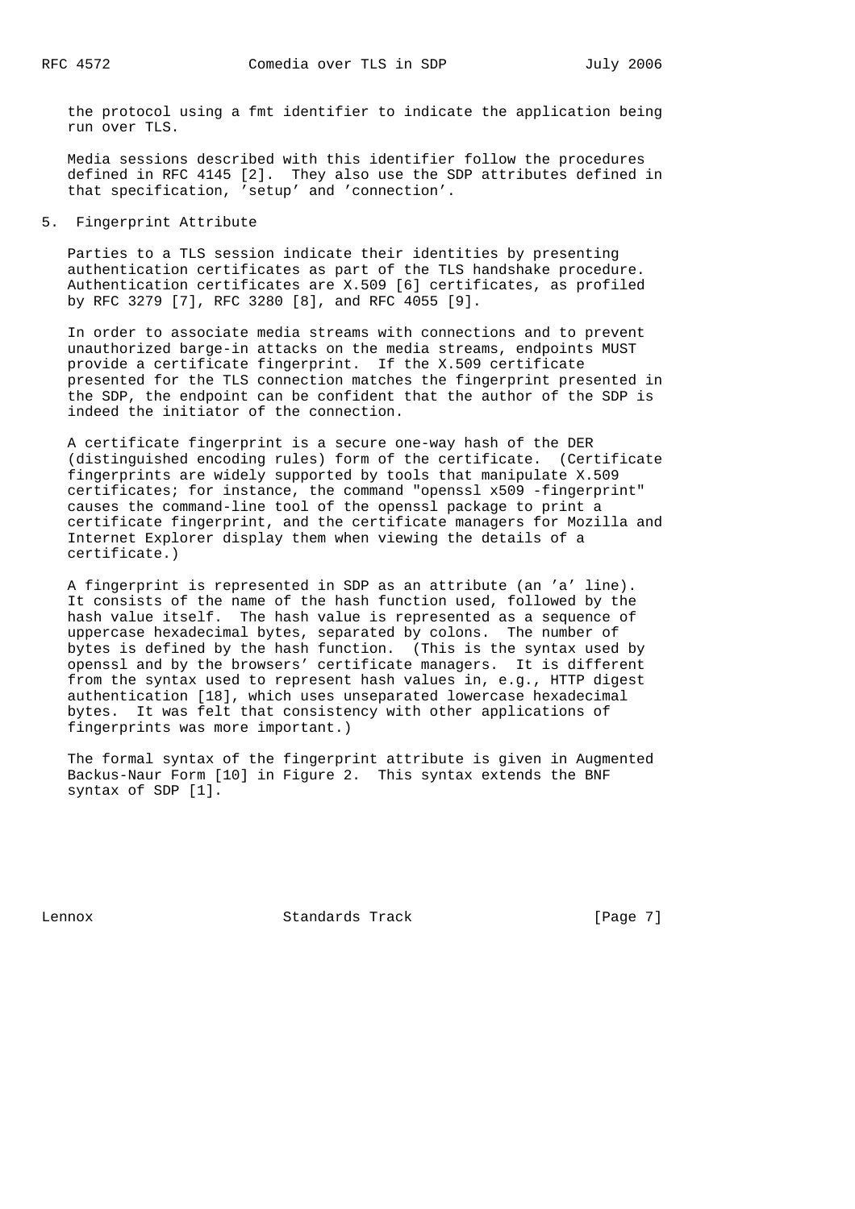the protocol using a fmt identifier to indicate the application being run over TLS.

Media sessions described with this identifier follow the procedures defined in RFC 4145 [2]. They also use the SDP attributes defined in that specification, 'setup' and 'connection'.

## 5. Fingerprint Attribute

Parties to a TLS session indicate their identities by presenting authentication certificates as part of the TLS handshake procedure. Authentication certificates are X.509 [6] certificates, as profiled by RFC 3279 [7], RFC 3280 [8], and RFC 4055 [9].

In order to associate media streams with connections and to prevent unauthorized barge-in attacks on the media streams, endpoints MUST provide a certificate fingerprint. If the X.509 certificate presented for the TLS connection matches the fingerprint presented in the SDP, the endpoint can be confident that the author of the SDP is indeed the initiator of the connection.

A certificate fingerprint is a secure one-way hash of the DER (distinguished encoding rules) form of the certificate. (Certificate fingerprints are widely supported by tools that manipulate X.509 certificates; for instance, the command "openssl x509 -fingerprint" causes the command-line tool of the openssl package to print a certificate fingerprint, and the certificate managers for Mozilla and Internet Explorer display them when viewing the details of a certificate.)

A fingerprint is represented in SDP as an attribute (an 'a' line). It consists of the name of the hash function used, followed by the hash value itself. The hash value is represented as a sequence of uppercase hexadecimal bytes, separated by colons. The number of bytes is defined by the hash function. (This is the syntax used by openssl and by the browsers' certificate managers. It is different from the syntax used to represent hash values in, e.g., HTTP digest authentication [18], which uses unseparated lowercase hexadecimal bytes. It was felt that consistency with other applications of fingerprints was more important.)

The formal syntax of the fingerprint attribute is given in Augmented Backus-Naur Form [10] in Figure 2. This syntax extends the BNF syntax of SDP [1].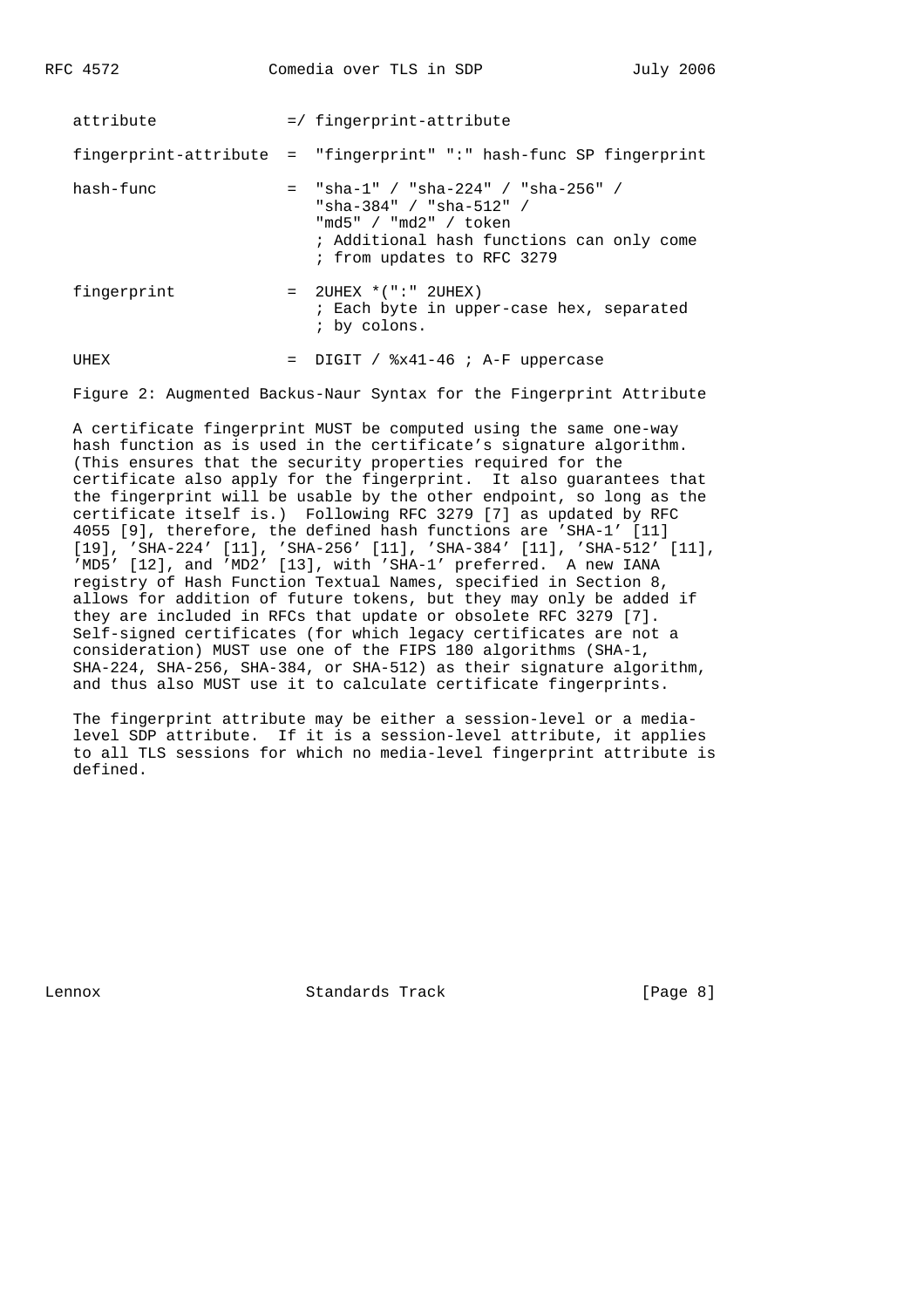```
   attribute              =/ fingerprint-attribute

   fingerprint-attribute  =  "fingerprint" ":" hash-func SP fingerprint

   hash-func              =  "sha-1" / "sha-224" / "sha-256" /
                             "sha-384" / "sha-512" /
                             "md5" / "md2" / token
                             ; Additional hash functions can only come
                             ; from updates to RFC 3279

   fingerprint            =  2UHEX *(":" 2UHEX)
                             ; Each byte in upper-case hex, separated
                             ; by colons.

   UHEX                   =  DIGIT / %x41-46 ; A-F uppercase
```

Figure 2: Augmented Backus-Naur Syntax for the Fingerprint Attribute

A certificate fingerprint MUST be computed using the same one-way hash function as is used in the certificate's signature algorithm. (This ensures that the security properties required for the certificate also apply for the fingerprint. It also guarantees that the fingerprint will be usable by the other endpoint, so long as the certificate itself is.) Following RFC 3279 [7] as updated by RFC 4055 [9], therefore, the defined hash functions are 'SHA-1' [11] [19], 'SHA-224' [11], 'SHA-256' [11], 'SHA-384' [11], 'SHA-512' [11], 'MD5' [12], and 'MD2' [13], with 'SHA-1' preferred. A new IANA registry of Hash Function Textual Names, specified in Section 8, allows for addition of future tokens, but they may only be added if they are included in RFCs that update or obsolete RFC 3279 [7]. Self-signed certificates (for which legacy certificates are not a consideration) MUST use one of the FIPS 180 algorithms (SHA-1, SHA-224, SHA-256, SHA-384, or SHA-512) as their signature algorithm, and thus also MUST use it to calculate certificate fingerprints.

The fingerprint attribute may be either a session-level or a media-level SDP attribute. If it is a session-level attribute, it applies to all TLS sessions for which no media-level fingerprint attribute is defined.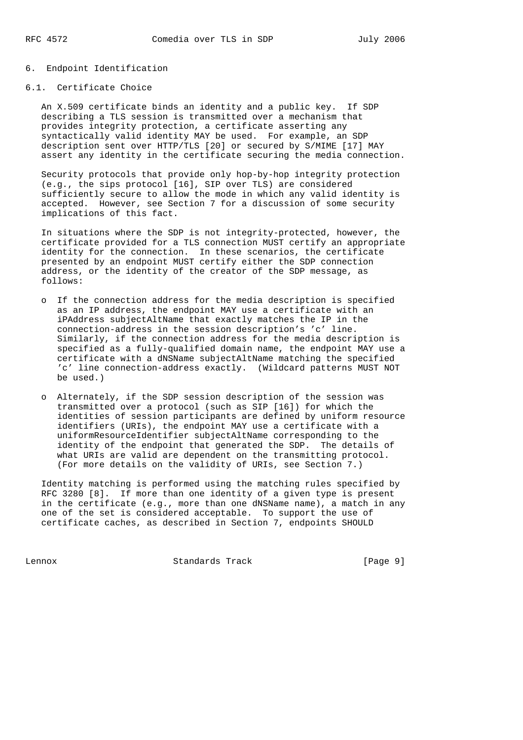## 6. Endpoint Identification

### 6.1. Certificate Choice

An X.509 certificate binds an identity and a public key. If SDP describing a TLS session is transmitted over a mechanism that provides integrity protection, a certificate asserting any syntactically valid identity MAY be used. For example, an SDP description sent over HTTP/TLS [20] or secured by S/MIME [17] MAY assert any identity in the certificate securing the media connection.

Security protocols that provide only hop-by-hop integrity protection (e.g., the sips protocol [16], SIP over TLS) are considered sufficiently secure to allow the mode in which any valid identity is accepted. However, see Section 7 for a discussion of some security implications of this fact.

In situations where the SDP is not integrity-protected, however, the certificate provided for a TLS connection MUST certify an appropriate identity for the connection. In these scenarios, the certificate presented by an endpoint MUST certify either the SDP connection address, or the identity of the creator of the SDP message, as follows:

- If the connection address for the media description is specified as an IP address, the endpoint MAY use a certificate with an iPAddress subjectAltName that exactly matches the IP in the connection-address in the session description's 'c' line. Similarly, if the connection address for the media description is specified as a fully-qualified domain name, the endpoint MAY use a certificate with a dNSName subjectAltName matching the specified 'c' line connection-address exactly. (Wildcard patterns MUST NOT be used.)

- Alternately, if the SDP session description of the session was transmitted over a protocol (such as SIP [16]) for which the identities of session participants are defined by uniform resource identifiers (URIs), the endpoint MAY use a certificate with a uniformResourceIdentifier subjectAltName corresponding to the identity of the endpoint that generated the SDP. The details of what URIs are valid are dependent on the transmitting protocol. (For more details on the validity of URIs, see Section 7.)

Identity matching is performed using the matching rules specified by RFC 3280 [8]. If more than one identity of a given type is present in the certificate (e.g., more than one dNSName name), a match in any one of the set is considered acceptable. To support the use of certificate caches, as described in Section 7, endpoints SHOULD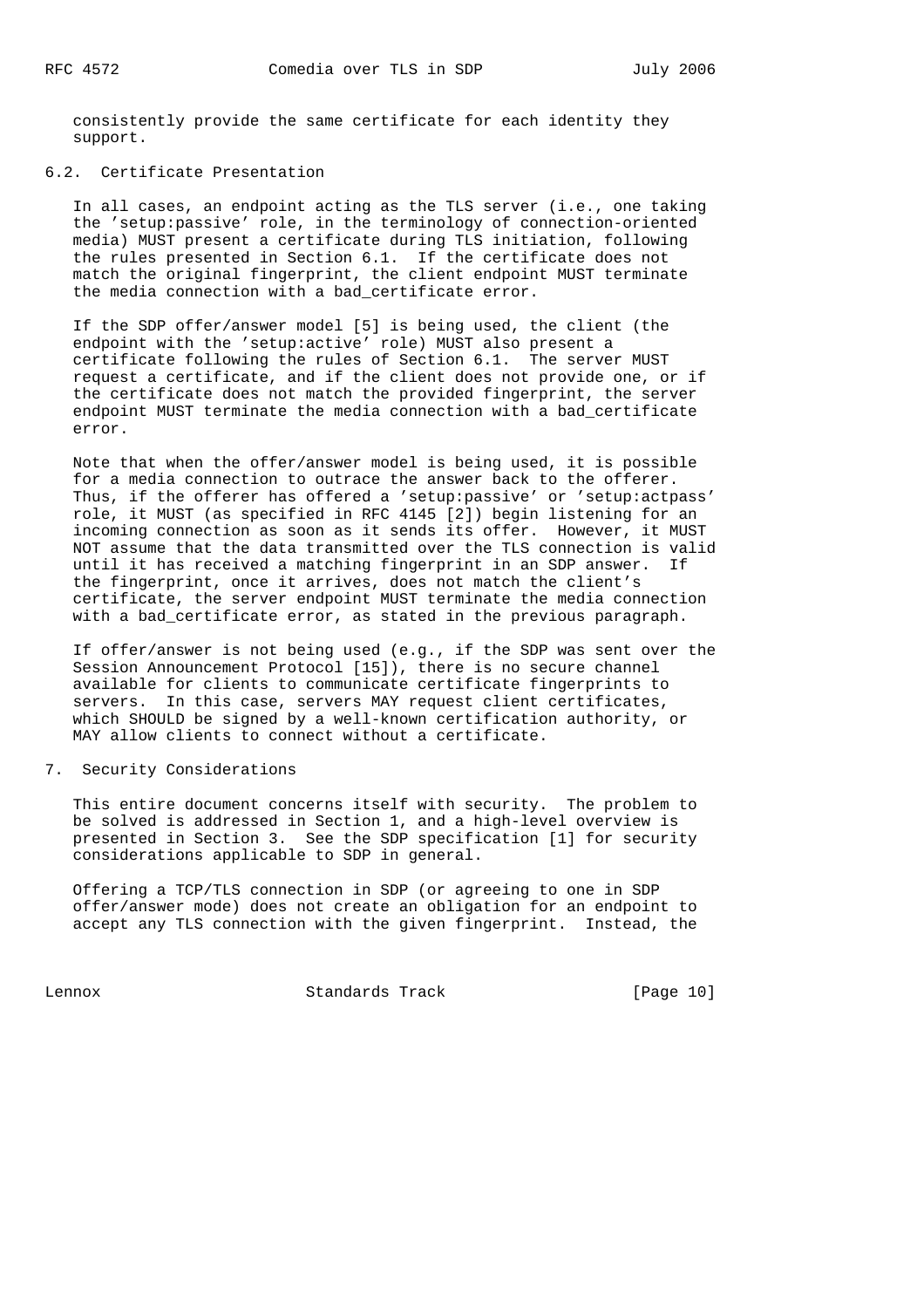consistently provide the same certificate for each identity they support.

### 6.2. Certificate Presentation

In all cases, an endpoint acting as the TLS server (i.e., one taking the 'setup:passive' role, in the terminology of connection-oriented media) MUST present a certificate during TLS initiation, following the rules presented in Section 6.1. If the certificate does not match the original fingerprint, the client endpoint MUST terminate the media connection with a bad_certificate error.

If the SDP offer/answer model [5] is being used, the client (the endpoint with the 'setup:active' role) MUST also present a certificate following the rules of Section 6.1. The server MUST request a certificate, and if the client does not provide one, or if the certificate does not match the provided fingerprint, the server endpoint MUST terminate the media connection with a bad_certificate error.

Note that when the offer/answer model is being used, it is possible for a media connection to outrace the answer back to the offerer. Thus, if the offerer has offered a 'setup:passive' or 'setup:actpass' role, it MUST (as specified in RFC 4145 [2]) begin listening for an incoming connection as soon as it sends its offer. However, it MUST NOT assume that the data transmitted over the TLS connection is valid until it has received a matching fingerprint in an SDP answer. If the fingerprint, once it arrives, does not match the client's certificate, the server endpoint MUST terminate the media connection with a bad_certificate error, as stated in the previous paragraph.

If offer/answer is not being used (e.g., if the SDP was sent over the Session Announcement Protocol [15]), there is no secure channel available for clients to communicate certificate fingerprints to servers. In this case, servers MAY request client certificates, which SHOULD be signed by a well-known certification authority, or MAY allow clients to connect without a certificate.

## 7. Security Considerations

This entire document concerns itself with security. The problem to be solved is addressed in Section 1, and a high-level overview is presented in Section 3. See the SDP specification [1] for security considerations applicable to SDP in general.

Offering a TCP/TLS connection in SDP (or agreeing to one in SDP offer/answer mode) does not create an obligation for an endpoint to accept any TLS connection with the given fingerprint. Instead, the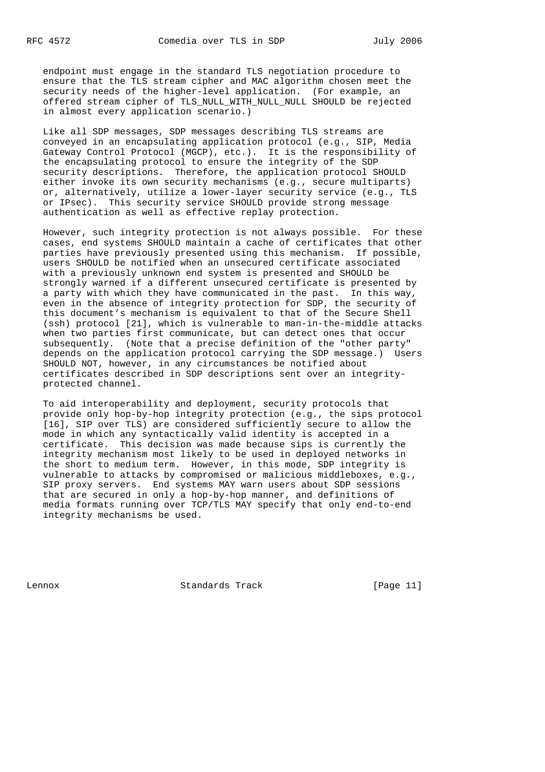endpoint must engage in the standard TLS negotiation procedure to ensure that the TLS stream cipher and MAC algorithm chosen meet the security needs of the higher-level application. (For example, an offered stream cipher of TLS_NULL_WITH_NULL_NULL SHOULD be rejected in almost every application scenario.)

Like all SDP messages, SDP messages describing TLS streams are conveyed in an encapsulating application protocol (e.g., SIP, Media Gateway Control Protocol (MGCP), etc.). It is the responsibility of the encapsulating protocol to ensure the integrity of the SDP security descriptions. Therefore, the application protocol SHOULD either invoke its own security mechanisms (e.g., secure multiparts) or, alternatively, utilize a lower-layer security service (e.g., TLS or IPsec). This security service SHOULD provide strong message authentication as well as effective replay protection.

However, such integrity protection is not always possible. For these cases, end systems SHOULD maintain a cache of certificates that other parties have previously presented using this mechanism. If possible, users SHOULD be notified when an unsecured certificate associated with a previously unknown end system is presented and SHOULD be strongly warned if a different unsecured certificate is presented by a party with which they have communicated in the past. In this way, even in the absence of integrity protection for SDP, the security of this document's mechanism is equivalent to that of the Secure Shell (ssh) protocol [21], which is vulnerable to man-in-the-middle attacks when two parties first communicate, but can detect ones that occur subsequently. (Note that a precise definition of the "other party" depends on the application protocol carrying the SDP message.) Users SHOULD NOT, however, in any circumstances be notified about certificates described in SDP descriptions sent over an integrity-protected channel.

To aid interoperability and deployment, security protocols that provide only hop-by-hop integrity protection (e.g., the sips protocol [16], SIP over TLS) are considered sufficiently secure to allow the mode in which any syntactically valid identity is accepted in a certificate. This decision was made because sips is currently the integrity mechanism most likely to be used in deployed networks in the short to medium term. However, in this mode, SDP integrity is vulnerable to attacks by compromised or malicious middleboxes, e.g., SIP proxy servers. End systems MAY warn users about SDP sessions that are secured in only a hop-by-hop manner, and definitions of media formats running over TCP/TLS MAY specify that only end-to-end integrity mechanisms be used.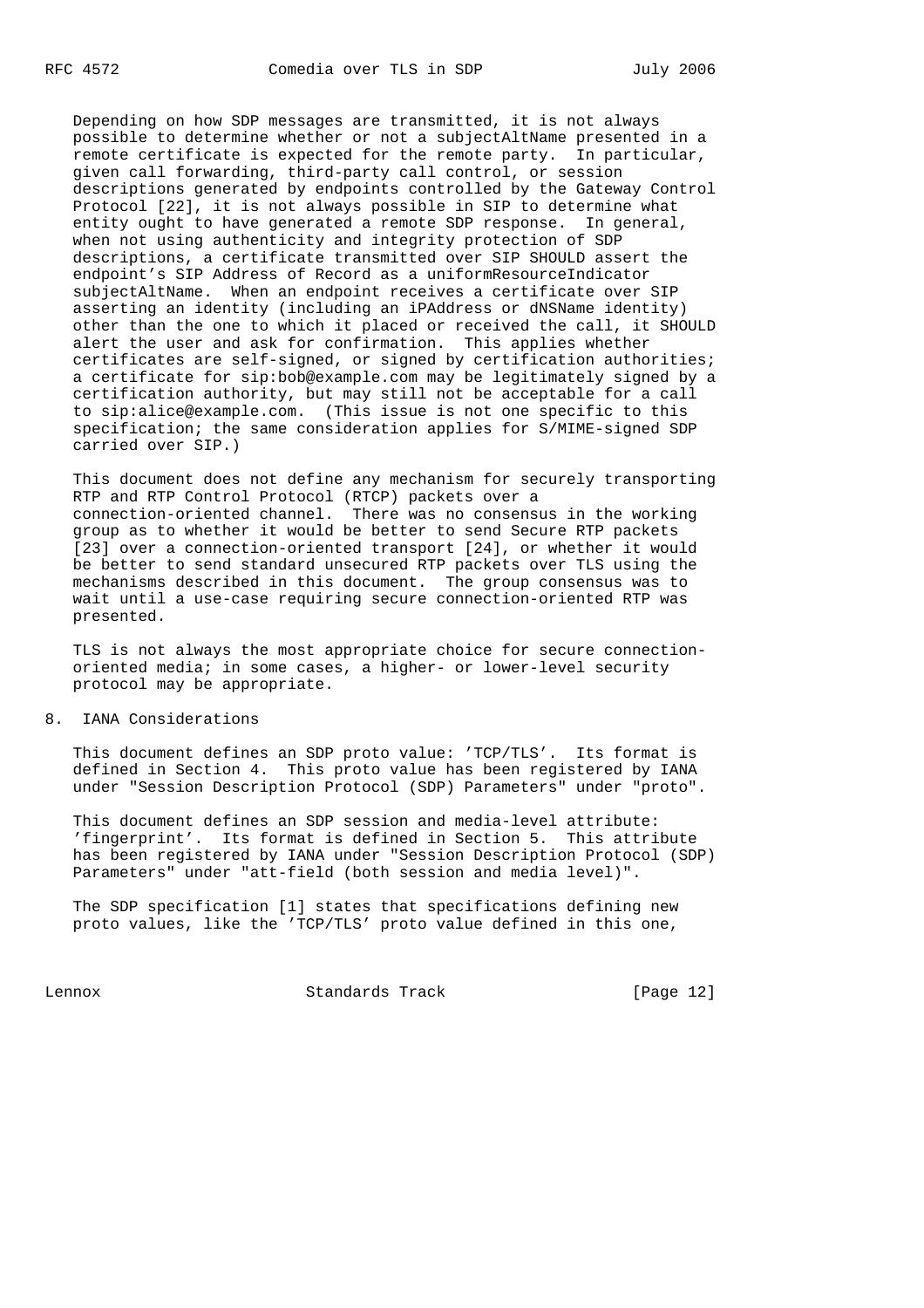Depending on how SDP messages are transmitted, it is not always possible to determine whether or not a subjectAltName presented in a remote certificate is expected for the remote party. In particular, given call forwarding, third-party call control, or session descriptions generated by endpoints controlled by the Gateway Control Protocol [22], it is not always possible in SIP to determine what entity ought to have generated a remote SDP response. In general, when not using authenticity and integrity protection of SDP descriptions, a certificate transmitted over SIP SHOULD assert the endpoint's SIP Address of Record as a uniformResourceIndicator subjectAltName. When an endpoint receives a certificate over SIP asserting an identity (including an iPAddress or dNSName identity) other than the one to which it placed or received the call, it SHOULD alert the user and ask for confirmation. This applies whether certificates are self-signed, or signed by certification authorities; a certificate for sip:bob@example.com may be legitimately signed by a certification authority, but may still not be acceptable for a call to sip:alice@example.com. (This issue is not one specific to this specification; the same consideration applies for S/MIME-signed SDP carried over SIP.)

This document does not define any mechanism for securely transporting RTP and RTP Control Protocol (RTCP) packets over a connection-oriented channel. There was no consensus in the working group as to whether it would be better to send Secure RTP packets [23] over a connection-oriented transport [24], or whether it would be better to send standard unsecured RTP packets over TLS using the mechanisms described in this document. The group consensus was to wait until a use-case requiring secure connection-oriented RTP was presented.

TLS is not always the most appropriate choice for secure connection-oriented media; in some cases, a higher- or lower-level security protocol may be appropriate.

## 8. IANA Considerations

This document defines an SDP proto value: 'TCP/TLS'. Its format is defined in Section 4. This proto value has been registered by IANA under "Session Description Protocol (SDP) Parameters" under "proto".

This document defines an SDP session and media-level attribute: 'fingerprint'. Its format is defined in Section 5. This attribute has been registered by IANA under "Session Description Protocol (SDP) Parameters" under "att-field (both session and media level)".

The SDP specification [1] states that specifications defining new proto values, like the 'TCP/TLS' proto value defined in this one,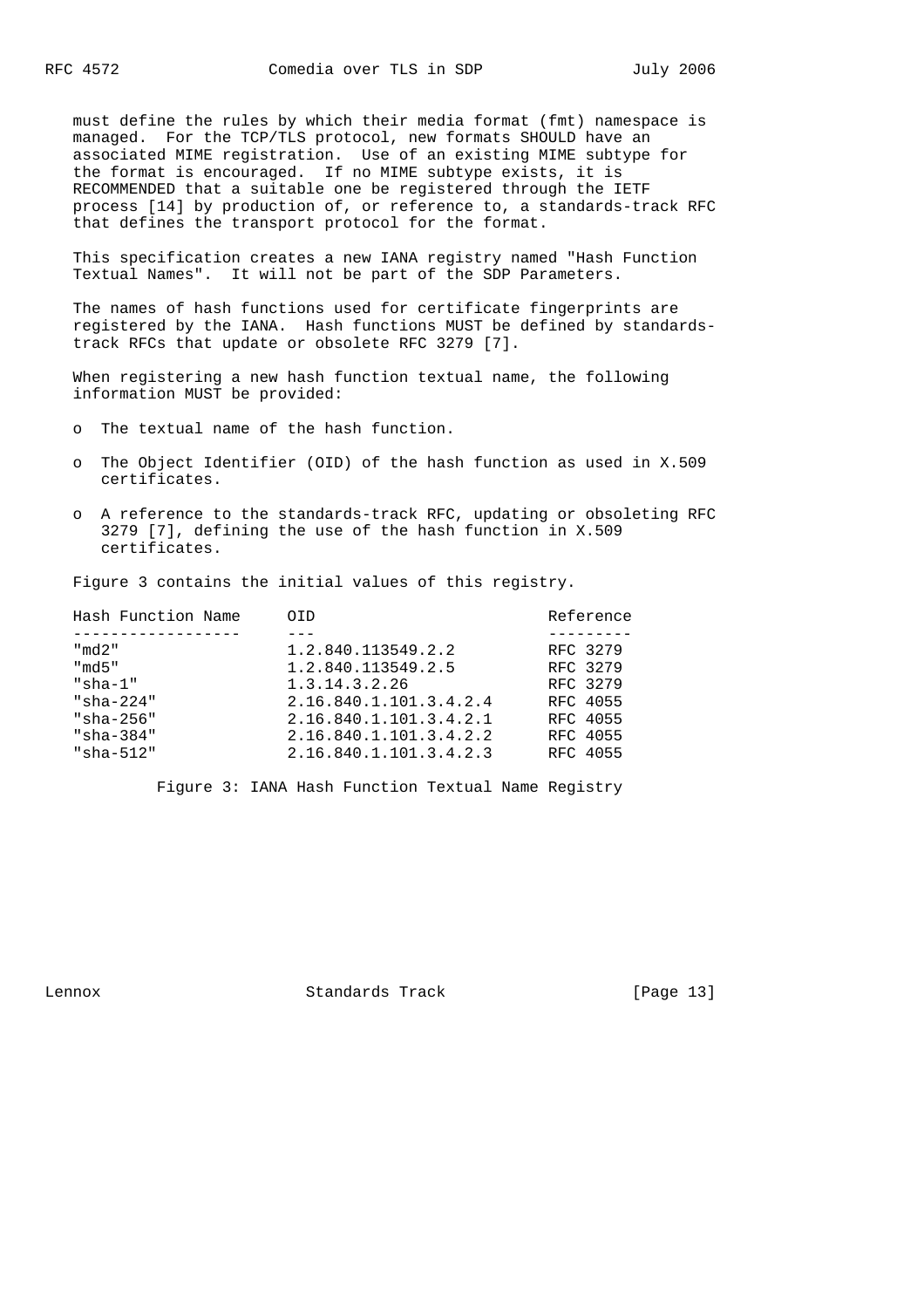must define the rules by which their media format (fmt) namespace is managed. For the TCP/TLS protocol, new formats SHOULD have an associated MIME registration. Use of an existing MIME subtype for the format is encouraged. If no MIME subtype exists, it is RECOMMENDED that a suitable one be registered through the IETF process [14] by production of, or reference to, a standards-track RFC that defines the transport protocol for the format.

This specification creates a new IANA registry named "Hash Function Textual Names". It will not be part of the SDP Parameters.

The names of hash functions used for certificate fingerprints are registered by the IANA. Hash functions MUST be defined by standards-track RFCs that update or obsolete RFC 3279 [7].

When registering a new hash function textual name, the following information MUST be provided:

- The textual name of the hash function.
- The Object Identifier (OID) of the hash function as used in X.509 certificates.
- A reference to the standards-track RFC, updating or obsoleting RFC 3279 [7], defining the use of the hash function in X.509 certificates.

Figure 3 contains the initial values of this registry.

| Hash Function Name | OID | Reference |
|---|---|---|
| "md2" | 1.2.840.113549.2.2 | RFC 3279 |
| "md5" | 1.2.840.113549.2.5 | RFC 3279 |
| "sha-1" | 1.3.14.3.2.26 | RFC 3279 |
| "sha-224" | 2.16.840.1.101.3.4.2.4 | RFC 4055 |
| "sha-256" | 2.16.840.1.101.3.4.2.1 | RFC 4055 |
| "sha-384" | 2.16.840.1.101.3.4.2.2 | RFC 4055 |
| "sha-512" | 2.16.840.1.101.3.4.2.3 | RFC 4055 |

Figure 3: IANA Hash Function Textual Name Registry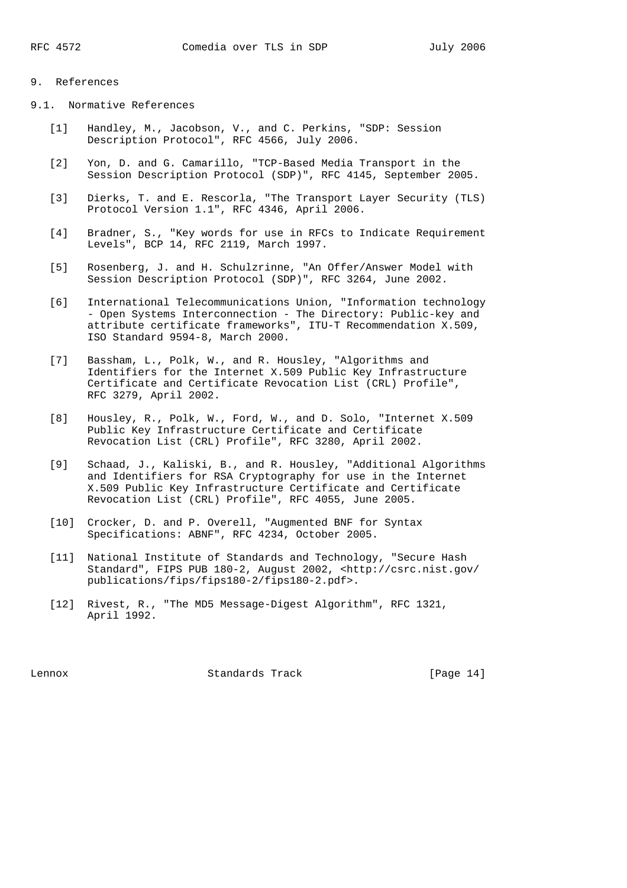## 9. References

### 9.1. Normative References

[1] Handley, M., Jacobson, V., and C. Perkins, "SDP: Session Description Protocol", RFC 4566, July 2006.

[2] Yon, D. and G. Camarillo, "TCP-Based Media Transport in the Session Description Protocol (SDP)", RFC 4145, September 2005.

[3] Dierks, T. and E. Rescorla, "The Transport Layer Security (TLS) Protocol Version 1.1", RFC 4346, April 2006.

[4] Bradner, S., "Key words for use in RFCs to Indicate Requirement Levels", BCP 14, RFC 2119, March 1997.

[5] Rosenberg, J. and H. Schulzrinne, "An Offer/Answer Model with Session Description Protocol (SDP)", RFC 3264, June 2002.

[6] International Telecommunications Union, "Information technology - Open Systems Interconnection - The Directory: Public-key and attribute certificate frameworks", ITU-T Recommendation X.509, ISO Standard 9594-8, March 2000.

[7] Bassham, L., Polk, W., and R. Housley, "Algorithms and Identifiers for the Internet X.509 Public Key Infrastructure Certificate and Certificate Revocation List (CRL) Profile", RFC 3279, April 2002.

[8] Housley, R., Polk, W., Ford, W., and D. Solo, "Internet X.509 Public Key Infrastructure Certificate and Certificate Revocation List (CRL) Profile", RFC 3280, April 2002.

[9] Schaad, J., Kaliski, B., and R. Housley, "Additional Algorithms and Identifiers for RSA Cryptography for use in the Internet X.509 Public Key Infrastructure Certificate and Certificate Revocation List (CRL) Profile", RFC 4055, June 2005.

[10] Crocker, D. and P. Overell, "Augmented BNF for Syntax Specifications: ABNF", RFC 4234, October 2005.

[11] National Institute of Standards and Technology, "Secure Hash Standard", FIPS PUB 180-2, August 2002, <http://csrc.nist.gov/publications/fips/fips180-2/fips180-2.pdf>.

[12] Rivest, R., "The MD5 Message-Digest Algorithm", RFC 1321, April 1992.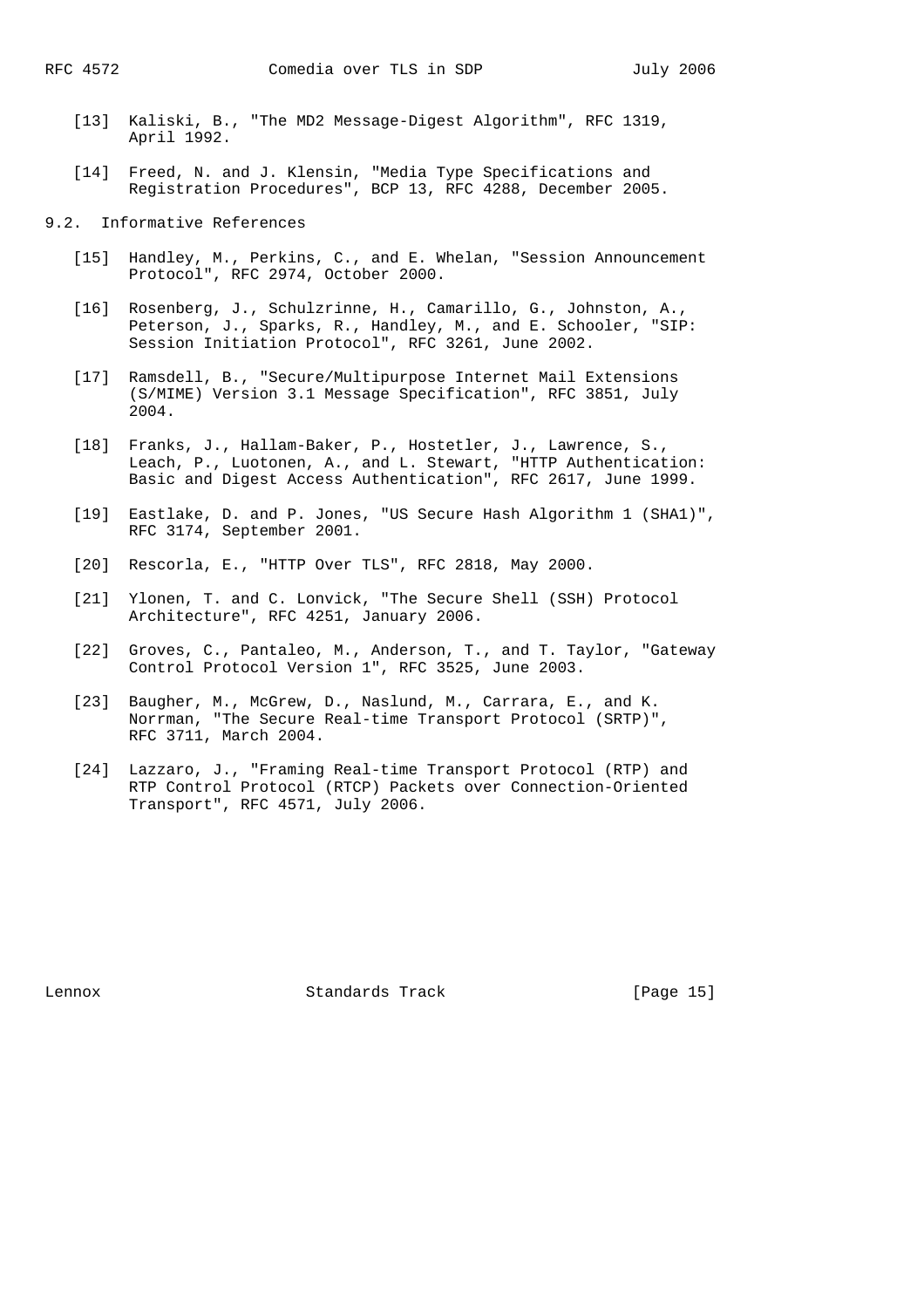[13] Kaliski, B., "The MD2 Message-Digest Algorithm", RFC 1319, April 1992.

[14] Freed, N. and J. Klensin, "Media Type Specifications and Registration Procedures", BCP 13, RFC 4288, December 2005.

### 9.2. Informative References

[15] Handley, M., Perkins, C., and E. Whelan, "Session Announcement Protocol", RFC 2974, October 2000.

[16] Rosenberg, J., Schulzrinne, H., Camarillo, G., Johnston, A., Peterson, J., Sparks, R., Handley, M., and E. Schooler, "SIP: Session Initiation Protocol", RFC 3261, June 2002.

[17] Ramsdell, B., "Secure/Multipurpose Internet Mail Extensions (S/MIME) Version 3.1 Message Specification", RFC 3851, July 2004.

[18] Franks, J., Hallam-Baker, P., Hostetler, J., Lawrence, S., Leach, P., Luotonen, A., and L. Stewart, "HTTP Authentication: Basic and Digest Access Authentication", RFC 2617, June 1999.

[19] Eastlake, D. and P. Jones, "US Secure Hash Algorithm 1 (SHA1)", RFC 3174, September 2001.

[20] Rescorla, E., "HTTP Over TLS", RFC 2818, May 2000.

[21] Ylonen, T. and C. Lonvick, "The Secure Shell (SSH) Protocol Architecture", RFC 4251, January 2006.

[22] Groves, C., Pantaleo, M., Anderson, T., and T. Taylor, "Gateway Control Protocol Version 1", RFC 3525, June 2003.

[23] Baugher, M., McGrew, D., Naslund, M., Carrara, E., and K. Norrman, "The Secure Real-time Transport Protocol (SRTP)", RFC 3711, March 2004.

[24] Lazzaro, J., "Framing Real-time Transport Protocol (RTP) and RTP Control Protocol (RTCP) Packets over Connection-Oriented Transport", RFC 4571, July 2006.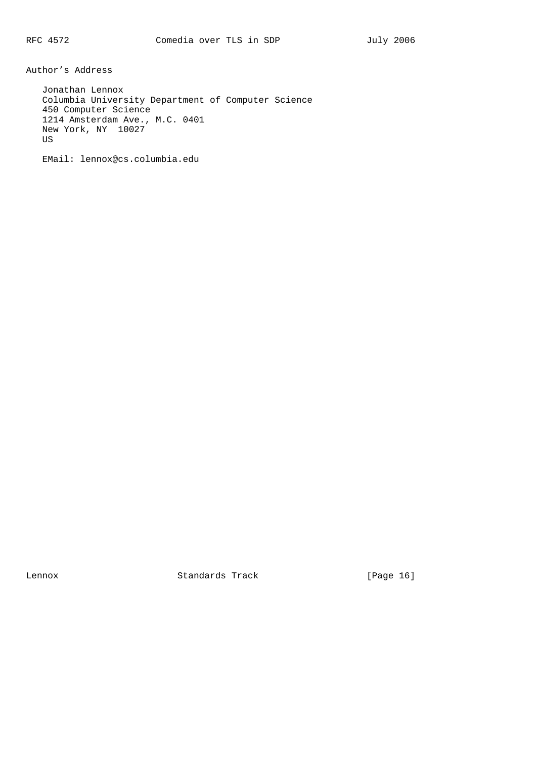## Author's Address

Jonathan Lennox
Columbia University Department of Computer Science
450 Computer Science
1214 Amsterdam Ave., M.C. 0401
New York, NY  10027
US

EMail: lennox@cs.columbia.edu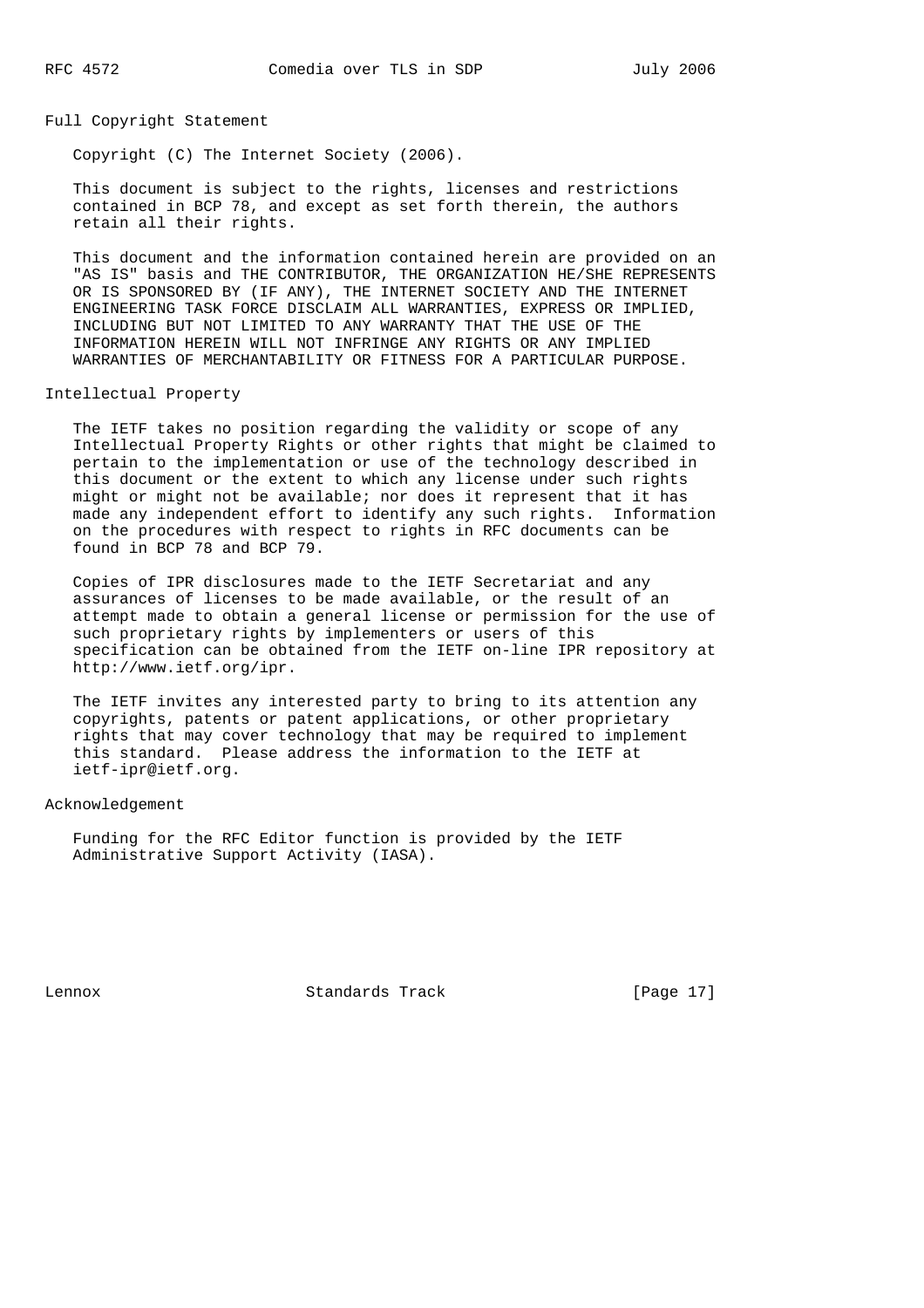## Full Copyright Statement

Copyright (C) The Internet Society (2006).

This document is subject to the rights, licenses and restrictions contained in BCP 78, and except as set forth therein, the authors retain all their rights.

This document and the information contained herein are provided on an "AS IS" basis and THE CONTRIBUTOR, THE ORGANIZATION HE/SHE REPRESENTS OR IS SPONSORED BY (IF ANY), THE INTERNET SOCIETY AND THE INTERNET ENGINEERING TASK FORCE DISCLAIM ALL WARRANTIES, EXPRESS OR IMPLIED, INCLUDING BUT NOT LIMITED TO ANY WARRANTY THAT THE USE OF THE INFORMATION HEREIN WILL NOT INFRINGE ANY RIGHTS OR ANY IMPLIED WARRANTIES OF MERCHANTABILITY OR FITNESS FOR A PARTICULAR PURPOSE.

## Intellectual Property

The IETF takes no position regarding the validity or scope of any Intellectual Property Rights or other rights that might be claimed to pertain to the implementation or use of the technology described in this document or the extent to which any license under such rights might or might not be available; nor does it represent that it has made any independent effort to identify any such rights. Information on the procedures with respect to rights in RFC documents can be found in BCP 78 and BCP 79.

Copies of IPR disclosures made to the IETF Secretariat and any assurances of licenses to be made available, or the result of an attempt made to obtain a general license or permission for the use of such proprietary rights by implementers or users of this specification can be obtained from the IETF on-line IPR repository at http://www.ietf.org/ipr.

The IETF invites any interested party to bring to its attention any copyrights, patents or patent applications, or other proprietary rights that may cover technology that may be required to implement this standard. Please address the information to the IETF at ietf-ipr@ietf.org.

## Acknowledgement

Funding for the RFC Editor function is provided by the IETF Administrative Support Activity (IASA).